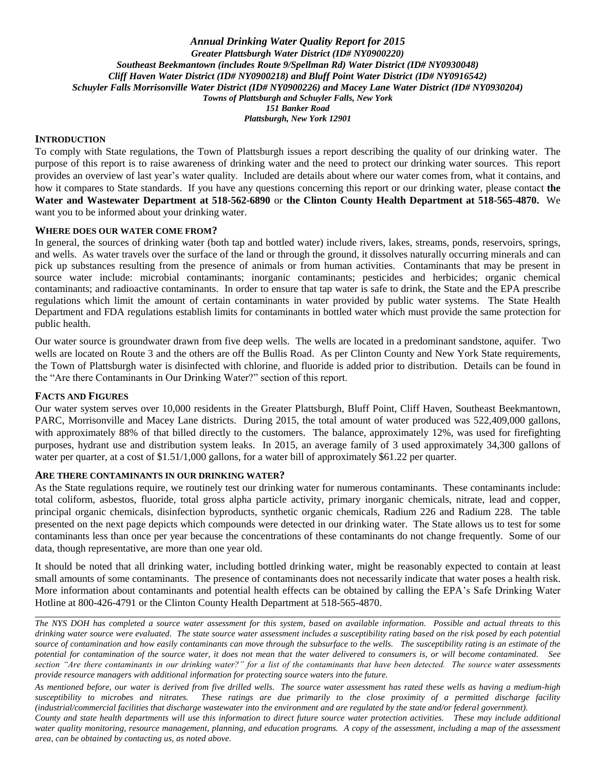***Annual Drinking Water Quality Report for 2015***
***Greater Plattsburgh Water District (ID# NY0900220)***
***Southeast Beekmantown (includes Route 9/Spellman Rd) Water District (ID# NY0930048)***
***Cliff Haven Water District (ID# NY0900218) and Bluff Point Water District (ID# NY0916542)***
***Schuyler Falls Morrisonville Water District (ID# NY0900226) and Macey Lane Water District (ID# NY0930204)***
***Towns of Plattsburgh and Schuyler Falls, New York***
***151 Banker Road***
***Plattsburgh, New York 12901***

## INTRODUCTION

To comply with State regulations, the Town of Plattsburgh issues a report describing the quality of our drinking water. The purpose of this report is to raise awareness of drinking water and the need to protect our drinking water sources. This report provides an overview of last year's water quality. Included are details about where our water comes from, what it contains, and how it compares to State standards. If you have any questions concerning this report or our drinking water, please contact **the Water and Wastewater Department at 518-562-6890** or **the Clinton County Health Department at 518-565-4870.** We want you to be informed about your drinking water.

## WHERE DOES OUR WATER COME FROM?

In general, the sources of drinking water (both tap and bottled water) include rivers, lakes, streams, ponds, reservoirs, springs, and wells. As water travels over the surface of the land or through the ground, it dissolves naturally occurring minerals and can pick up substances resulting from the presence of animals or from human activities. Contaminants that may be present in source water include: microbial contaminants; inorganic contaminants; pesticides and herbicides; organic chemical contaminants; and radioactive contaminants. In order to ensure that tap water is safe to drink, the State and the EPA prescribe regulations which limit the amount of certain contaminants in water provided by public water systems. The State Health Department and FDA regulations establish limits for contaminants in bottled water which must provide the same protection for public health.

Our water source is groundwater drawn from five deep wells. The wells are located in a predominant sandstone, aquifer. Two wells are located on Route 3 and the others are off the Bullis Road. As per Clinton County and New York State requirements, the Town of Plattsburgh water is disinfected with chlorine, and fluoride is added prior to distribution. Details can be found in the "Are there Contaminants in Our Drinking Water?" section of this report.

## FACTS AND FIGURES

Our water system serves over 10,000 residents in the Greater Plattsburgh, Bluff Point, Cliff Haven, Southeast Beekmantown, PARC, Morrisonville and Macey Lane districts. During 2015, the total amount of water produced was 522,409,000 gallons, with approximately 88% of that billed directly to the customers. The balance, approximately 12%, was used for firefighting purposes, hydrant use and distribution system leaks. In 2015, an average family of 3 used approximately 34,300 gallons of water per quarter, at a cost of $1.51/1,000 gallons, for a water bill of approximately $61.22 per quarter.

## ARE THERE CONTAMINANTS IN OUR DRINKING WATER?

As the State regulations require, we routinely test our drinking water for numerous contaminants. These contaminants include: total coliform, asbestos, fluoride, total gross alpha particle activity, primary inorganic chemicals, nitrate, lead and copper, principal organic chemicals, disinfection byproducts, synthetic organic chemicals, Radium 226 and Radium 228. The table presented on the next page depicts which compounds were detected in our drinking water. The State allows us to test for some contaminants less than once per year because the concentrations of these contaminants do not change frequently. Some of our data, though representative, are more than one year old.

It should be noted that all drinking water, including bottled drinking water, might be reasonably expected to contain at least small amounts of some contaminants. The presence of contaminants does not necessarily indicate that water poses a health risk. More information about contaminants and potential health effects can be obtained by calling the EPA's Safe Drinking Water Hotline at 800-426-4791 or the Clinton County Health Department at 518-565-4870.

---

*The NYS DOH has completed a source water assessment for this system, based on available information. Possible and actual threats to this drinking water source were evaluated. The state source water assessment includes a susceptibility rating based on the risk posed by each potential source of contamination and how easily contaminants can move through the subsurface to the wells. The susceptibility rating is an estimate of the potential for contamination of the source water, it does not mean that the water delivered to consumers is, or will become contaminated. See section "Are there contaminants in our drinking water?" for a list of the contaminants that have been detected. The source water assessments provide resource managers with additional information for protecting source waters into the future.*

*As mentioned before, our water is derived from five drilled wells. The source water assessment has rated these wells as having a medium-high susceptibility to microbes and nitrates. These ratings are due primarily to the close proximity of a permitted discharge facility (industrial/commercial facilities that discharge wastewater into the environment and are regulated by the state and/or federal government).*

*County and state health departments will use this information to direct future source water protection activities. These may include additional water quality monitoring, resource management, planning, and education programs. A copy of the assessment, including a map of the assessment area, can be obtained by contacting us, as noted above.*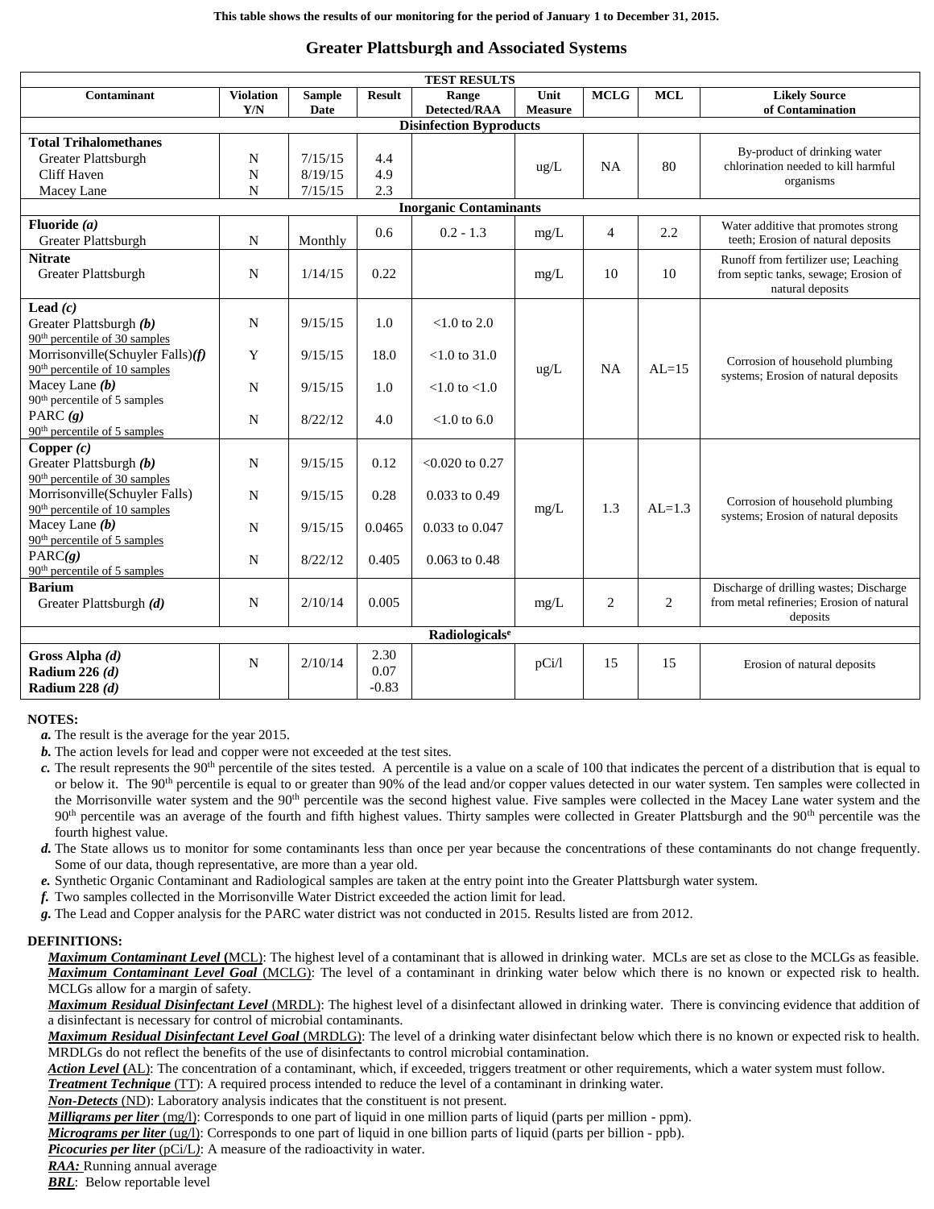This table shows the results of our monitoring for the period of January 1 to December 31, 2015.

## Greater Plattsburgh and Associated Systems

| Contaminant | Violation Y/N | Sample Date | Result | Range Detected/RAA | Unit Measure | MCLG | MCL | Likely Source of Contamination |
|---|---|---|---|---|---|---|---|---|
| **Disinfection Byproducts** | | | | | | | | |
| **Total Trihalomethanes** | | | | | | | | |
| Greater Plattsburgh | N | 7/15/15 | 4.4 | | ug/L | NA | 80 | By-product of drinking water chlorination needed to kill harmful organisms |
| Cliff Haven | N | 8/19/15 | 4.9 | | ug/L | NA | 80 | |
| Macey Lane | N | 7/15/15 | 2.3 | | ug/L | NA | 80 | |
| **Inorganic Contaminants** | | | | | | | | |
| **Fluoride *(a)*** Greater Plattsburgh | N | Monthly | 0.6 | 0.2 - 1.3 | mg/L | 4 | 2.2 | Water additive that promotes strong teeth; Erosion of natural deposits |
| **Nitrate** Greater Plattsburgh | N | 1/14/15 | 0.22 | | mg/L | 10 | 10 | Runoff from fertilizer use; Leaching from septic tanks, sewage; Erosion of natural deposits |
| **Lead *(c)*** | | | | | | | | |
| Greater Plattsburgh ***(b)*** 90th percentile of 30 samples | N | 9/15/15 | 1.0 | <1.0 to 2.0 | ug/L | NA | AL=15 | Corrosion of household plumbing systems; Erosion of natural deposits |
| Morrisonville(Schuyler Falls)***(f)*** 90th percentile of 10 samples | Y | 9/15/15 | 18.0 | <1.0 to 31.0 | ug/L | NA | AL=15 | |
| Macey Lane ***(b)*** 90th percentile of 5 samples | N | 9/15/15 | 1.0 | <1.0 to <1.0 | ug/L | NA | AL=15 | |
| PARC ***(g)*** 90th percentile of 5 samples | N | 8/22/12 | 4.0 | <1.0 to 6.0 | ug/L | NA | AL=15 | |
| **Copper *(c)*** | | | | | | | | |
| Greater Plattsburgh ***(b)*** 90th percentile of 30 samples | N | 9/15/15 | 0.12 | <0.020 to 0.27 | mg/L | 1.3 | AL=1.3 | Corrosion of household plumbing systems; Erosion of natural deposits |
| Morrisonville(Schuyler Falls) 90th percentile of 10 samples | N | 9/15/15 | 0.28 | 0.033 to 0.49 | mg/L | 1.3 | AL=1.3 | |
| Macey Lane ***(b)*** 90th percentile of 5 samples | N | 9/15/15 | 0.0465 | 0.033 to 0.047 | mg/L | 1.3 | AL=1.3 | |
| PARC***(g)*** 90th percentile of 5 samples | N | 8/22/12 | 0.405 | 0.063 to 0.48 | mg/L | 1.3 | AL=1.3 | |
| **Barium** Greater Plattsburgh ***(d)*** | N | 2/10/14 | 0.005 | | mg/L | 2 | 2 | Discharge of drilling wastes; Discharge from metal refineries; Erosion of natural deposits |
| **Radiologicals[e]** | | | | | | | | |
| **Gross Alpha *(d)*** | N | 2/10/14 | 2.30 | | pCi/l | 15 | 15 | Erosion of natural deposits |
| **Radium 226 *(d)*** | | | 0.07 | | | | | |
| **Radium 228 *(d)*** | | | -0.83 | | | | | |

**NOTES:**

- ***a.*** The result is the average for the year 2015.
- ***b.*** The action levels for lead and copper were not exceeded at the test sites.
- ***c.*** The result represents the 90th percentile of the sites tested. A percentile is a value on a scale of 100 that indicates the percent of a distribution that is equal to or below it. The 90th percentile is equal to or greater than 90% of the lead and/or copper values detected in our water system. Ten samples were collected in the Morrisonville water system and the 90th percentile was the second highest value. Five samples were collected in the Macey Lane water system and the 90th percentile was an average of the fourth and fifth highest values. Thirty samples were collected in Greater Plattsburgh and the 90th percentile was the fourth highest value.
- ***d.*** The State allows us to monitor for some contaminants less than once per year because the concentrations of these contaminants do not change frequently. Some of our data, though representative, are more than a year old.
- ***e.*** Synthetic Organic Contaminant and Radiological samples are taken at the entry point into the Greater Plattsburgh water system.
- ***f.*** Two samples collected in the Morrisonville Water District exceeded the action limit for lead.
- ***g.*** The Lead and Copper analysis for the PARC water district was not conducted in 2015. Results listed are from 2012.

**DEFINITIONS:**

***Maximum Contaminant Level*** **(**MCL): The highest level of a contaminant that is allowed in drinking water. MCLs are set as close to the MCLGs as feasible.

***Maximum Contaminant Level Goal*** (MCLG): The level of a contaminant in drinking water below which there is no known or expected risk to health. MCLGs allow for a margin of safety.

***Maximum Residual Disinfectant Level*** (MRDL): The highest level of a disinfectant allowed in drinking water. There is convincing evidence that addition of a disinfectant is necessary for control of microbial contaminants.

***Maximum Residual Disinfectant Level Goal*** (MRDLG): The level of a drinking water disinfectant below which there is no known or expected risk to health. MRDLGs do not reflect the benefits of the use of disinfectants to control microbial contamination.

***Action Level*** **(**AL): The concentration of a contaminant, which, if exceeded, triggers treatment or other requirements, which a water system must follow.

***Treatment Technique*** (TT): A required process intended to reduce the level of a contaminant in drinking water.

***Non-Detects*** (ND): Laboratory analysis indicates that the constituent is not present.

***Milligrams per liter*** (mg/l): Corresponds to one part of liquid in one million parts of liquid (parts per million - ppm).

***Micrograms per liter*** (ug/l): Corresponds to one part of liquid in one billion parts of liquid (parts per billion - ppb).

***Picocuries per liter*** (pCi/L*)*: A measure of the radioactivity in water.

***RAA:*** Running annual average

***BRL***: Below reportable level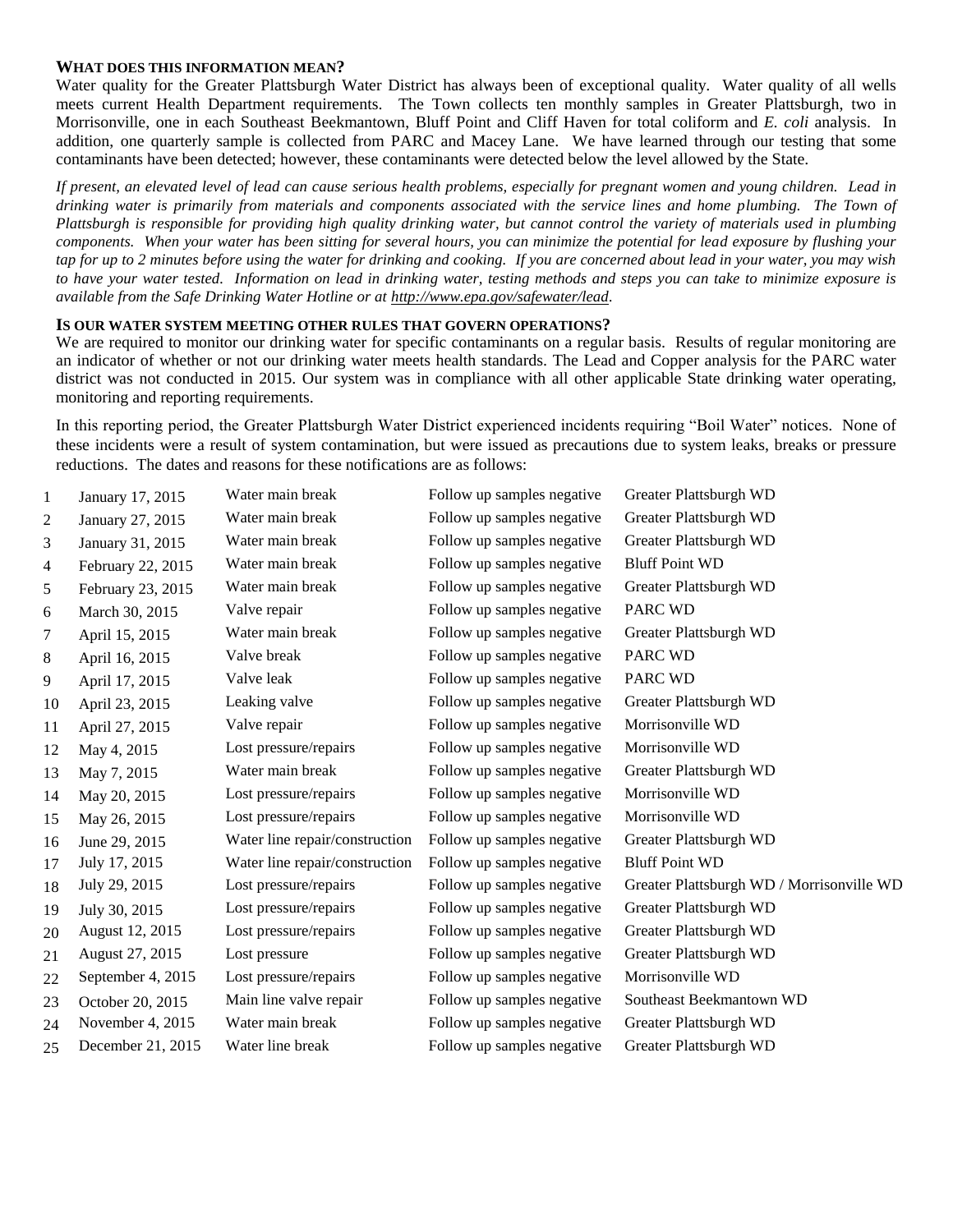### WHAT DOES THIS INFORMATION MEAN?

Water quality for the Greater Plattsburgh Water District has always been of exceptional quality. Water quality of all wells meets current Health Department requirements. The Town collects ten monthly samples in Greater Plattsburgh, two in Morrisonville, one in each Southeast Beekmantown, Bluff Point and Cliff Haven for total coliform and *E. coli* analysis. In addition, one quarterly sample is collected from PARC and Macey Lane. We have learned through our testing that some contaminants have been detected; however, these contaminants were detected below the level allowed by the State.

*If present, an elevated level of lead can cause serious health problems, especially for pregnant women and young children. Lead in drinking water is primarily from materials and components associated with the service lines and home plumbing. The Town of Plattsburgh is responsible for providing high quality drinking water, but cannot control the variety of materials used in plumbing components. When your water has been sitting for several hours, you can minimize the potential for lead exposure by flushing your tap for up to 2 minutes before using the water for drinking and cooking. If you are concerned about lead in your water, you may wish to have your water tested. Information on lead in drinking water, testing methods and steps you can take to minimize exposure is available from the Safe Drinking Water Hotline or at http://www.epa.gov/safewater/lead.*

### IS OUR WATER SYSTEM MEETING OTHER RULES THAT GOVERN OPERATIONS?

We are required to monitor our drinking water for specific contaminants on a regular basis. Results of regular monitoring are an indicator of whether or not our drinking water meets health standards. The Lead and Copper analysis for the PARC water district was not conducted in 2015. Our system was in compliance with all other applicable State drinking water operating, monitoring and reporting requirements.

In this reporting period, the Greater Plattsburgh Water District experienced incidents requiring "Boil Water" notices. None of these incidents were a result of system contamination, but were issued as precautions due to system leaks, breaks or pressure reductions. The dates and reasons for these notifications are as follows:

| | | | | |
|---|---|---|---|---|
| 1 | January 17, 2015 | Water main break | Follow up samples negative | Greater Plattsburgh WD |
| 2 | January 27, 2015 | Water main break | Follow up samples negative | Greater Plattsburgh WD |
| 3 | January 31, 2015 | Water main break | Follow up samples negative | Greater Plattsburgh WD |
| 4 | February 22, 2015 | Water main break | Follow up samples negative | Bluff Point WD |
| 5 | February 23, 2015 | Water main break | Follow up samples negative | Greater Plattsburgh WD |
| 6 | March 30, 2015 | Valve repair | Follow up samples negative | PARC WD |
| 7 | April 15, 2015 | Water main break | Follow up samples negative | Greater Plattsburgh WD |
| 8 | April 16, 2015 | Valve break | Follow up samples negative | PARC WD |
| 9 | April 17, 2015 | Valve leak | Follow up samples negative | PARC WD |
| 10 | April 23, 2015 | Leaking valve | Follow up samples negative | Greater Plattsburgh WD |
| 11 | April 27, 2015 | Valve repair | Follow up samples negative | Morrisonville WD |
| 12 | May 4, 2015 | Lost pressure/repairs | Follow up samples negative | Morrisonville WD |
| 13 | May 7, 2015 | Water main break | Follow up samples negative | Greater Plattsburgh WD |
| 14 | May 20, 2015 | Lost pressure/repairs | Follow up samples negative | Morrisonville WD |
| 15 | May 26, 2015 | Lost pressure/repairs | Follow up samples negative | Morrisonville WD |
| 16 | June 29, 2015 | Water line repair/construction | Follow up samples negative | Greater Plattsburgh WD |
| 17 | July 17, 2015 | Water line repair/construction | Follow up samples negative | Bluff Point WD |
| 18 | July 29, 2015 | Lost pressure/repairs | Follow up samples negative | Greater Plattsburgh WD / Morrisonville WD |
| 19 | July 30, 2015 | Lost pressure/repairs | Follow up samples negative | Greater Plattsburgh WD |
| 20 | August 12, 2015 | Lost pressure/repairs | Follow up samples negative | Greater Plattsburgh WD |
| 21 | August 27, 2015 | Lost pressure | Follow up samples negative | Greater Plattsburgh WD |
| 22 | September 4, 2015 | Lost pressure/repairs | Follow up samples negative | Morrisonville WD |
| 23 | October 20, 2015 | Main line valve repair | Follow up samples negative | Southeast Beekmantown WD |
| 24 | November 4, 2015 | Water main break | Follow up samples negative | Greater Plattsburgh WD |
| 25 | December 21, 2015 | Water line break | Follow up samples negative | Greater Plattsburgh WD |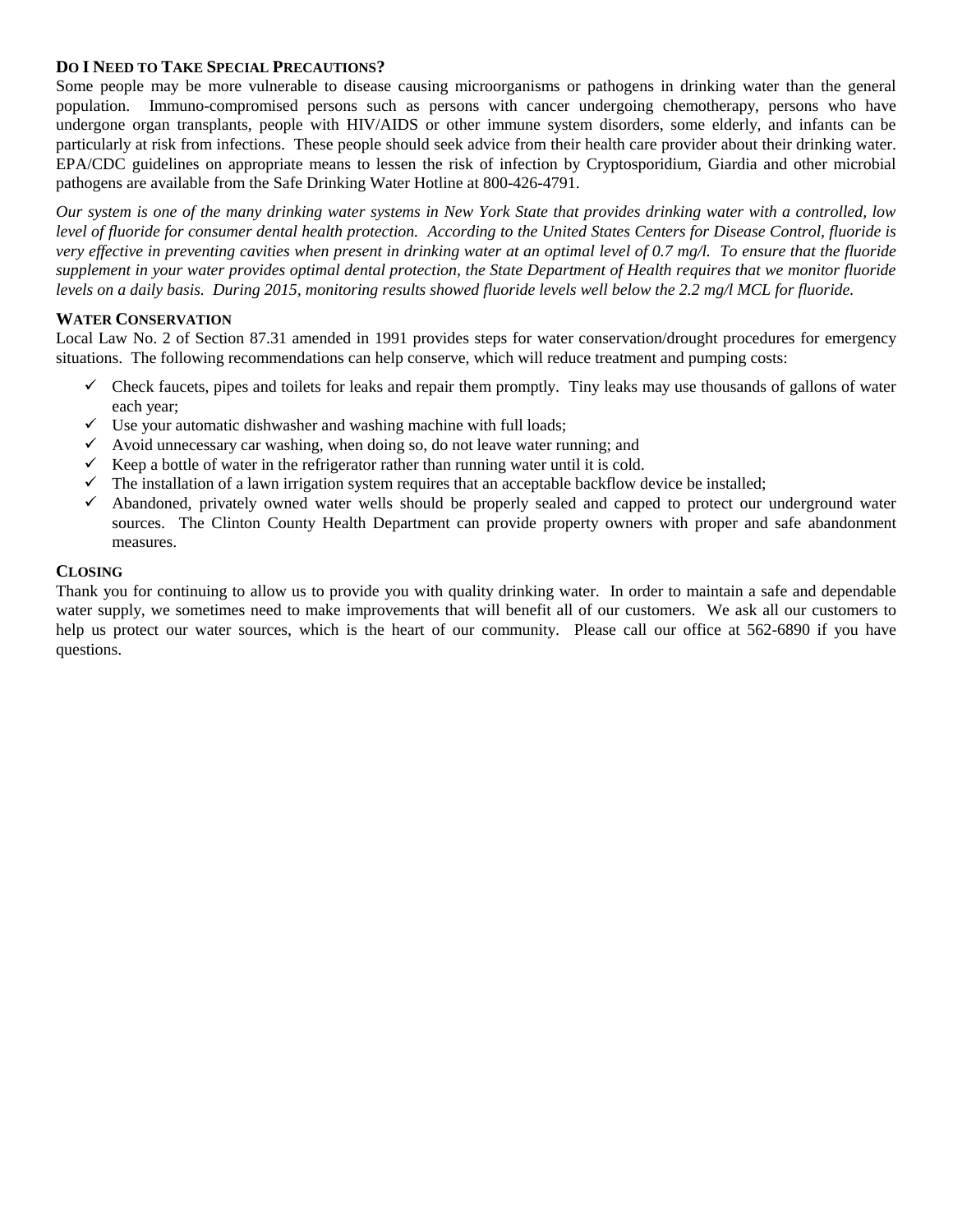### DO I NEED TO TAKE SPECIAL PRECAUTIONS?

Some people may be more vulnerable to disease causing microorganisms or pathogens in drinking water than the general population. Immuno-compromised persons such as persons with cancer undergoing chemotherapy, persons who have undergone organ transplants, people with HIV/AIDS or other immune system disorders, some elderly, and infants can be particularly at risk from infections. These people should seek advice from their health care provider about their drinking water. EPA/CDC guidelines on appropriate means to lessen the risk of infection by Cryptosporidium, Giardia and other microbial pathogens are available from the Safe Drinking Water Hotline at 800-426-4791.

*Our system is one of the many drinking water systems in New York State that provides drinking water with a controlled, low level of fluoride for consumer dental health protection. According to the United States Centers for Disease Control, fluoride is very effective in preventing cavities when present in drinking water at an optimal level of 0.7 mg/l. To ensure that the fluoride supplement in your water provides optimal dental protection, the State Department of Health requires that we monitor fluoride levels on a daily basis. During 2015, monitoring results showed fluoride levels well below the 2.2 mg/l MCL for fluoride.*

### WATER CONSERVATION

Local Law No. 2 of Section 87.31 amended in 1991 provides steps for water conservation/drought procedures for emergency situations. The following recommendations can help conserve, which will reduce treatment and pumping costs:

- ✓ Check faucets, pipes and toilets for leaks and repair them promptly. Tiny leaks may use thousands of gallons of water each year;
- ✓ Use your automatic dishwasher and washing machine with full loads;
- ✓ Avoid unnecessary car washing, when doing so, do not leave water running; and
- ✓ Keep a bottle of water in the refrigerator rather than running water until it is cold.
- ✓ The installation of a lawn irrigation system requires that an acceptable backflow device be installed;
- ✓ Abandoned, privately owned water wells should be properly sealed and capped to protect our underground water sources. The Clinton County Health Department can provide property owners with proper and safe abandonment measures.

### CLOSING

Thank you for continuing to allow us to provide you with quality drinking water. In order to maintain a safe and dependable water supply, we sometimes need to make improvements that will benefit all of our customers. We ask all our customers to help us protect our water sources, which is the heart of our community. Please call our office at 562-6890 if you have questions.